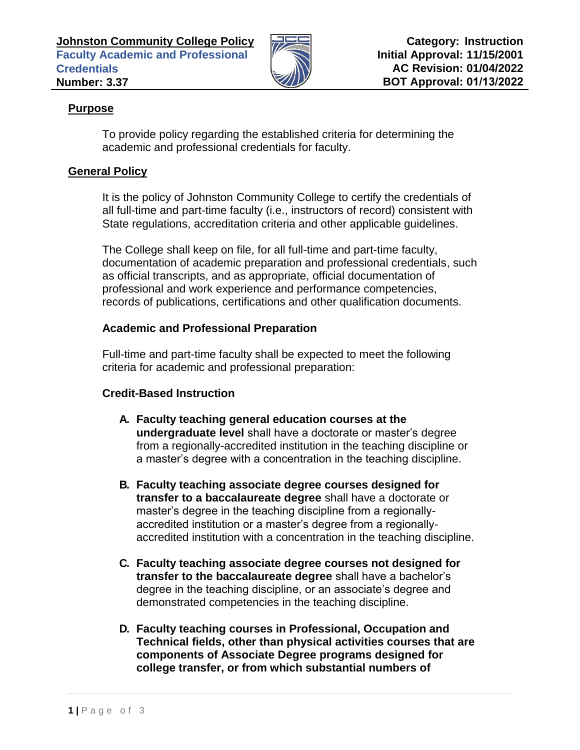**Johnston Community College Policy**
**Faculty Academic and Professional Credentials**
**Number: 3.37**

**Category: Instruction**
**Initial Approval: 11/15/2001**
**AC Revision: 01/04/2022**
**BOT Approval: 01/13/2022**

## Purpose

To provide policy regarding the established criteria for determining the academic and professional credentials for faculty.

## General Policy

It is the policy of Johnston Community College to certify the credentials of all full-time and part-time faculty (i.e., instructors of record) consistent with State regulations, accreditation criteria and other applicable guidelines.

The College shall keep on file, for all full-time and part-time faculty, documentation of academic preparation and professional credentials, such as official transcripts, and as appropriate, official documentation of professional and work experience and performance competencies, records of publications, certifications and other qualification documents.

### Academic and Professional Preparation

Full-time and part-time faculty shall be expected to meet the following criteria for academic and professional preparation:

### Credit-Based Instruction

A. **Faculty teaching general education courses at the undergraduate level** shall have a doctorate or master's degree from a regionally-accredited institution in the teaching discipline or a master's degree with a concentration in the teaching discipline.

B. **Faculty teaching associate degree courses designed for transfer to a baccalaureate degree** shall have a doctorate or master's degree in the teaching discipline from a regionally-accredited institution or a master's degree from a regionally-accredited institution with a concentration in the teaching discipline.

C. **Faculty teaching associate degree courses not designed for transfer to the baccalaureate degree** shall have a bachelor's degree in the teaching discipline, or an associate's degree and demonstrated competencies in the teaching discipline.

D. **Faculty teaching courses in Professional, Occupation and Technical fields, other than physical activities courses that are components of Associate Degree programs designed for college transfer, or from which substantial numbers of**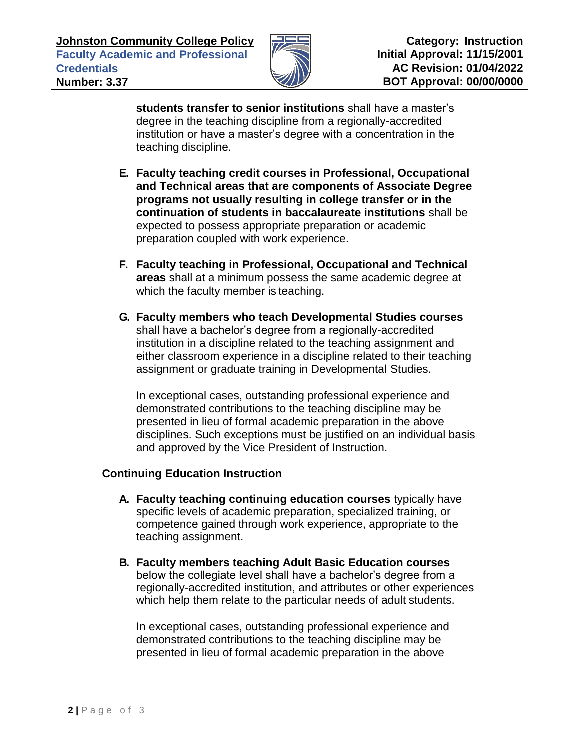**students transfer to senior institutions** shall have a master's degree in the teaching discipline from a regionally-accredited institution or have a master's degree with a concentration in the teaching discipline.

E. **Faculty teaching credit courses in Professional, Occupational and Technical areas that are components of Associate Degree programs not usually resulting in college transfer or in the continuation of students in baccalaureate institutions** shall be expected to possess appropriate preparation or academic preparation coupled with work experience.

F. **Faculty teaching in Professional, Occupational and Technical areas** shall at a minimum possess the same academic degree at which the faculty member is teaching.

G. **Faculty members who teach Developmental Studies courses** shall have a bachelor's degree from a regionally-accredited institution in a discipline related to the teaching assignment and either classroom experience in a discipline related to their teaching assignment or graduate training in Developmental Studies.

   In exceptional cases, outstanding professional experience and demonstrated contributions to the teaching discipline may be presented in lieu of formal academic preparation in the above disciplines. Such exceptions must be justified on an individual basis and approved by the Vice President of Instruction.

**Continuing Education Instruction**

A. **Faculty teaching continuing education courses** typically have specific levels of academic preparation, specialized training, or competence gained through work experience, appropriate to the teaching assignment.

B. **Faculty members teaching Adult Basic Education courses** below the collegiate level shall have a bachelor's degree from a regionally-accredited institution, and attributes or other experiences which help them relate to the particular needs of adult students.

   In exceptional cases, outstanding professional experience and demonstrated contributions to the teaching discipline may be presented in lieu of formal academic preparation in the above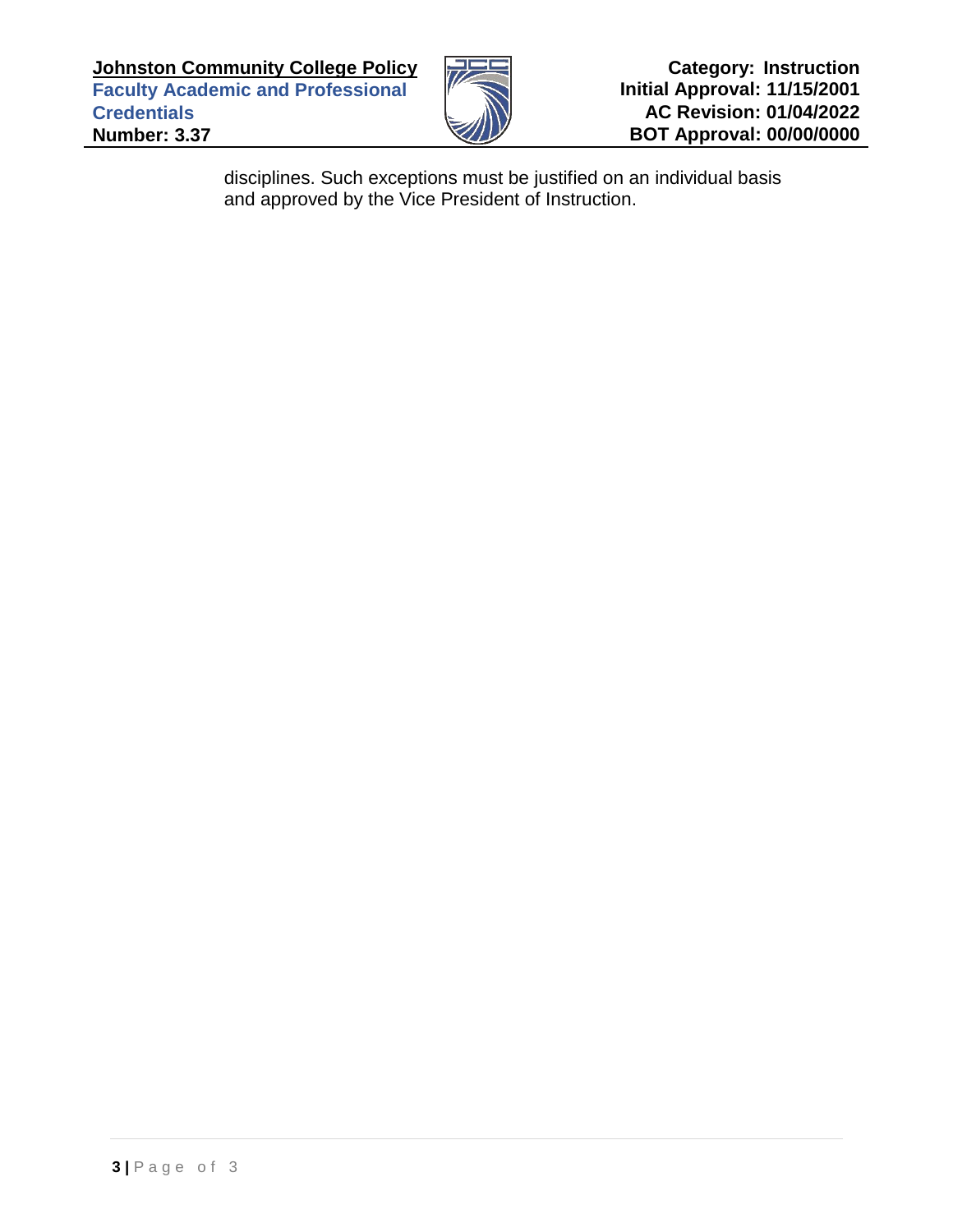disciplines. Such exceptions must be justified on an individual basis and approved by the Vice President of Instruction.